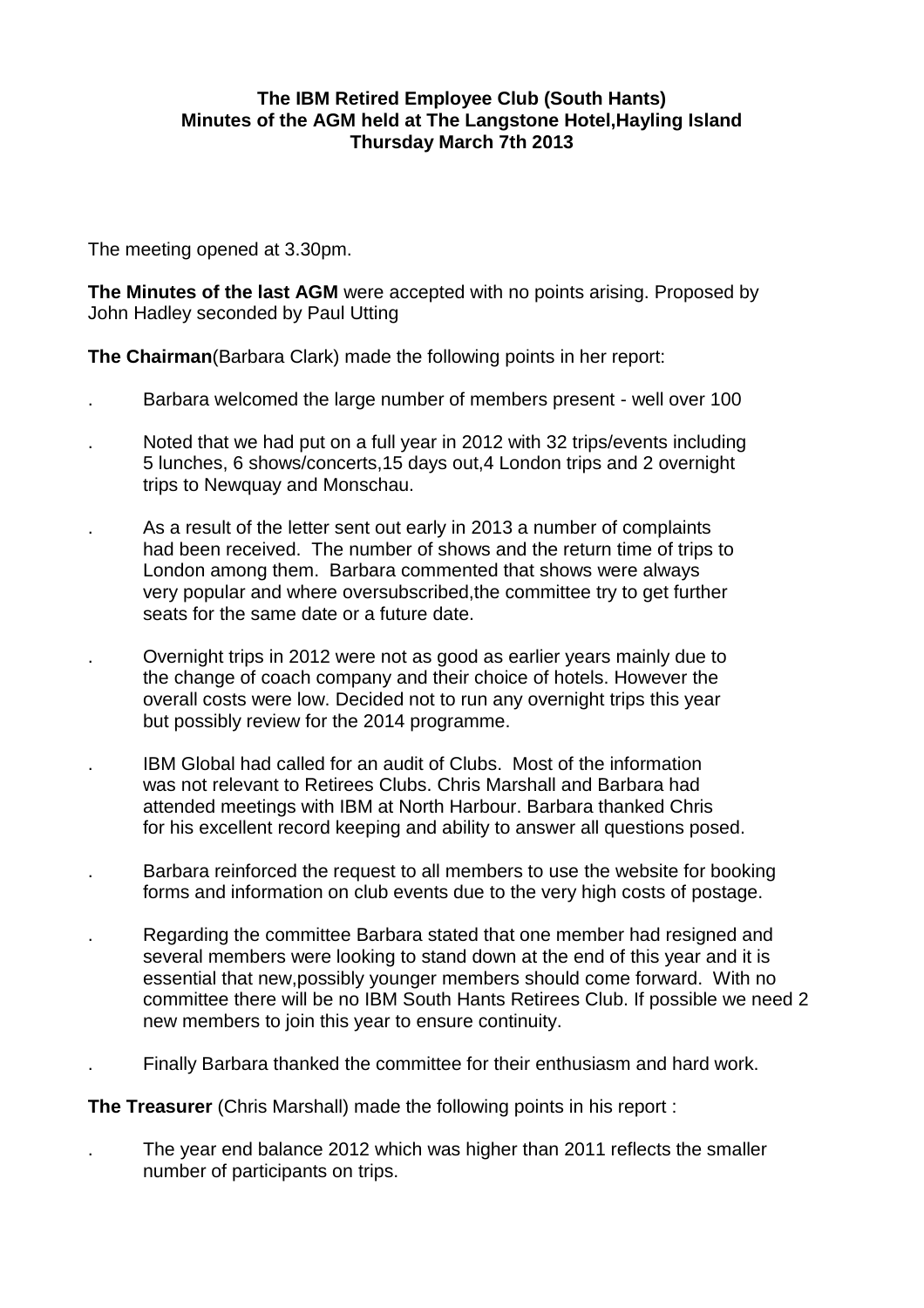**The IBM Retired Employee Club (South Hants)**
**Minutes of the AGM held at The Langstone Hotel,Hayling Island**
**Thursday March 7th 2013**

The meeting opened at 3.30pm.

**The Minutes of the last AGM** were accepted with no points arising. Proposed by John Hadley seconded by Paul Utting

**The Chairman**(Barbara Clark) made the following points in her report:

- Barbara welcomed the large number of members present - well over 100
- Noted that we had put on a full year in 2012 with 32 trips/events including 5 lunches, 6 shows/concerts,15 days out,4 London trips and 2 overnight trips to Newquay and Monschau.
- As a result of the letter sent out early in 2013 a number of complaints had been received. The number of shows and the return time of trips to London among them. Barbara commented that shows were always very popular and where oversubscribed,the committee try to get further seats for the same date or a future date.
- Overnight trips in 2012 were not as good as earlier years mainly due to the change of coach company and their choice of hotels. However the overall costs were low. Decided not to run any overnight trips this year but possibly review for the 2014 programme.
- IBM Global had called for an audit of Clubs. Most of the information was not relevant to Retirees Clubs. Chris Marshall and Barbara had attended meetings with IBM at North Harbour. Barbara thanked Chris for his excellent record keeping and ability to answer all questions posed.
- Barbara reinforced the request to all members to use the website for booking forms and information on club events due to the very high costs of postage.
- Regarding the committee Barbara stated that one member had resigned and several members were looking to stand down at the end of this year and it is essential that new,possibly younger members should come forward. With no committee there will be no IBM South Hants Retirees Club. If possible we need 2 new members to join this year to ensure continuity.
- Finally Barbara thanked the committee for their enthusiasm and hard work.

**The Treasurer** (Chris Marshall) made the following points in his report :

- The year end balance 2012 which was higher than 2011 reflects the smaller number of participants on trips.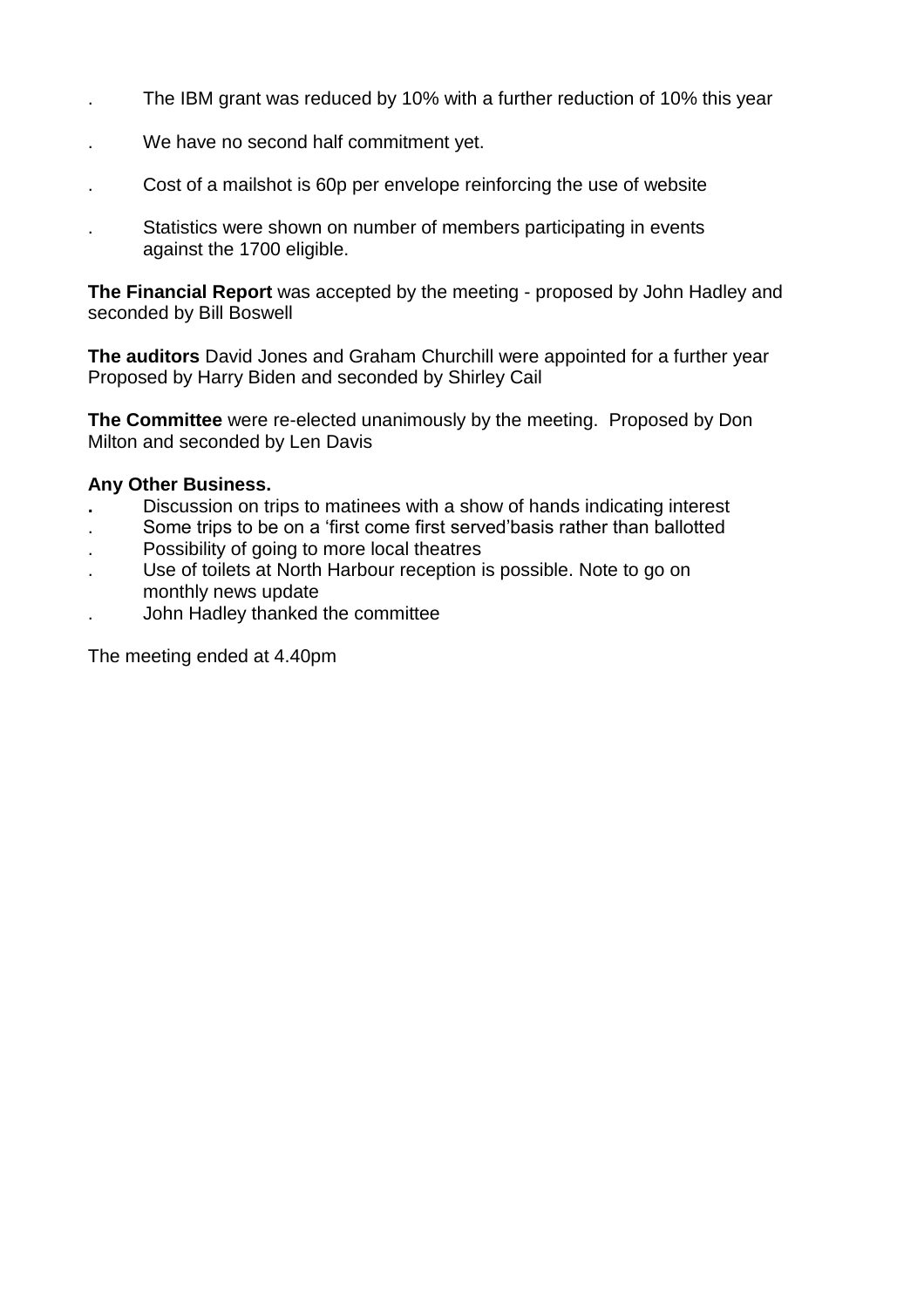- The IBM grant was reduced by 10% with a further reduction of 10% this year
- We have no second half commitment yet.
- Cost of a mailshot is 60p per envelope reinforcing the use of website
- Statistics were shown on number of members participating in events against the 1700 eligible.

**The Financial Report** was accepted by the meeting - proposed by John Hadley and seconded by Bill Boswell

**The auditors** David Jones and Graham Churchill were appointed for a further year Proposed by Harry Biden and seconded by Shirley Cail

**The Committee** were re-elected unanimously by the meeting. Proposed by Don Milton and seconded by Len Davis

**Any Other Business.**

- Discussion on trips to matinees with a show of hands indicating interest
- Some trips to be on a 'first come first served'basis rather than ballotted
- Possibility of going to more local theatres
- Use of toilets at North Harbour reception is possible. Note to go on monthly news update
- John Hadley thanked the committee

The meeting ended at 4.40pm